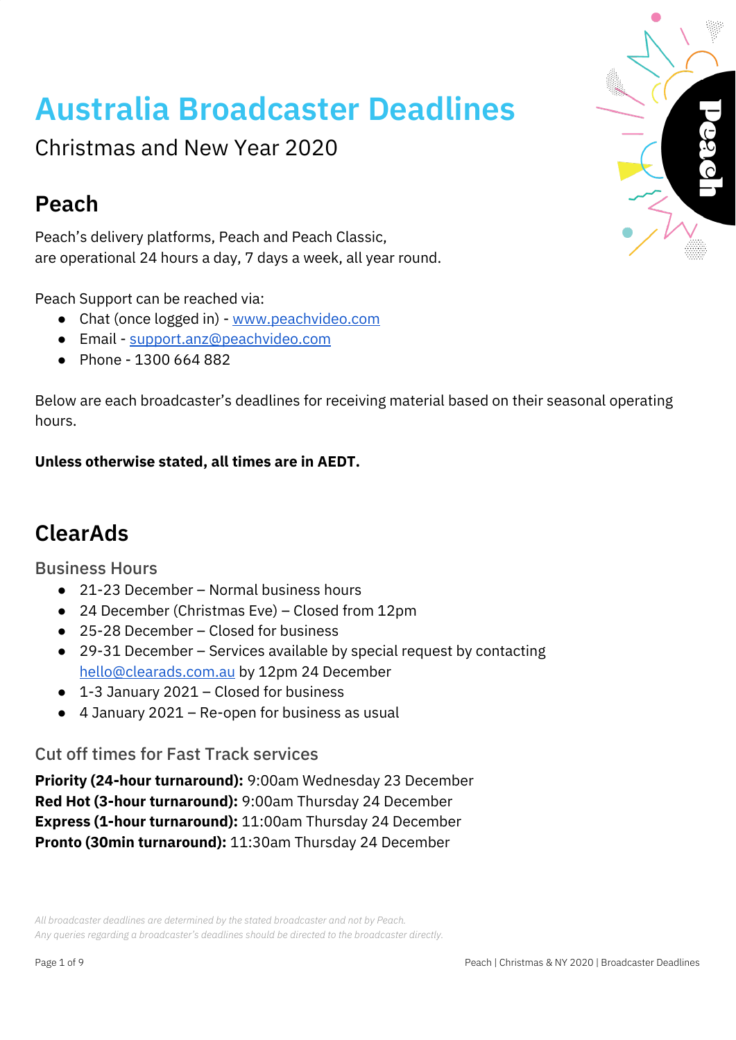# Australia Broadcaster Deadlines

Christmas and New Year 2020

## Peach

Peach's delivery platforms, Peach and Peach Classic,
are operational 24 hours a day, 7 days a week, all year round.

Peach Support can be reached via:

- Chat (once logged in) - www.peachvideo.com
- Email - support.anz@peachvideo.com
- Phone - 1300 664 882

Below are each broadcaster's deadlines for receiving material based on their seasonal operating hours.

**Unless otherwise stated, all times are in AEDT.**

## ClearAds

### Business Hours

- 21-23 December – Normal business hours
- 24 December (Christmas Eve) – Closed from 12pm
- 25-28 December – Closed for business
- 29-31 December – Services available by special request by contacting hello@clearads.com.au by 12pm 24 December
- 1-3 January 2021 – Closed for business
- 4 January 2021 – Re-open for business as usual

### Cut off times for Fast Track services

**Priority (24-hour turnaround):** 9:00am Wednesday 23 December
**Red Hot (3-hour turnaround):** 9:00am Thursday 24 December
**Express (1-hour turnaround):** 11:00am Thursday 24 December
**Pronto (30min turnaround):** 11:30am Thursday 24 December

*All broadcaster deadlines are determined by the stated broadcaster and not by Peach.*
*Any queries regarding a broadcaster's deadlines should be directed to the broadcaster directly.*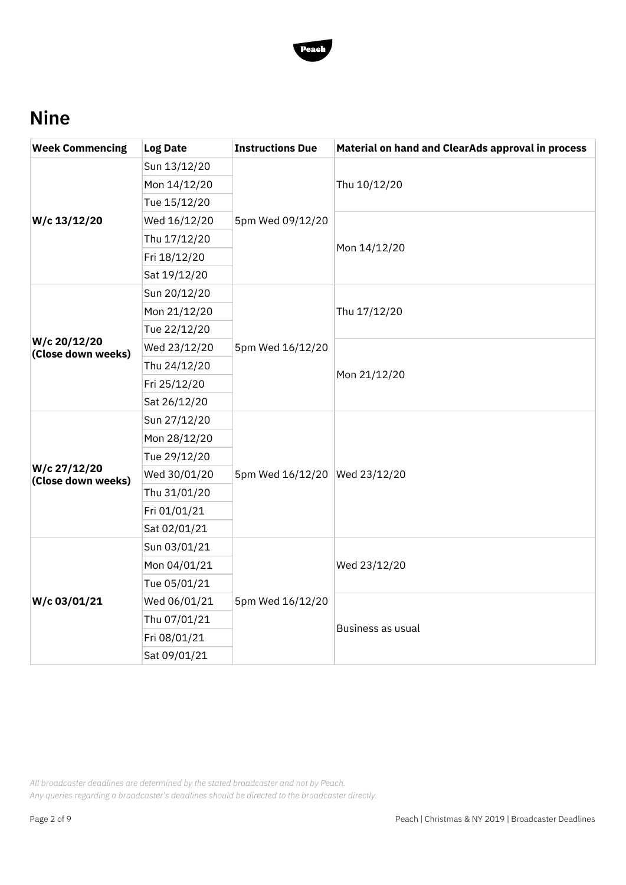## Nine

| Week Commencing | Log Date | Instructions Due | Material on hand and ClearAds approval in process |
|---|---|---|---|
| W/c 13/12/20 | Sun 13/12/20 | 5pm Wed 09/12/20 | Thu 10/12/20 |
| | Mon 14/12/20 | | |
| | Tue 15/12/20 | | |
| | Wed 16/12/20 | | Mon 14/12/20 |
| | Thu 17/12/20 | | |
| | Fri 18/12/20 | | |
| | Sat 19/12/20 | | |
| W/c 20/12/20 (Close down weeks) | Sun 20/12/20 | 5pm Wed 16/12/20 | Thu 17/12/20 |
| | Mon 21/12/20 | | |
| | Tue 22/12/20 | | |
| | Wed 23/12/20 | | Mon 21/12/20 |
| | Thu 24/12/20 | | |
| | Fri 25/12/20 | | |
| | Sat 26/12/20 | | |
| W/c 27/12/20 (Close down weeks) | Sun 27/12/20 | 5pm Wed 16/12/20 | Wed 23/12/20 |
| | Mon 28/12/20 | | |
| | Tue 29/12/20 | | |
| | Wed 30/01/20 | | |
| | Thu 31/01/20 | | |
| | Fri 01/01/21 | | |
| | Sat 02/01/21 | | |
| W/c 03/01/21 | Sun 03/01/21 | 5pm Wed 16/12/20 | Wed 23/12/20 |
| | Mon 04/01/21 | | |
| | Tue 05/01/21 | | |
| | Wed 06/01/21 | | Business as usual |
| | Thu 07/01/21 | | |
| | Fri 08/01/21 | | |
| | Sat 09/01/21 | | |

*All broadcaster deadlines are determined by the stated broadcaster and not by Peach.*
*Any queries regarding a broadcaster's deadlines should be directed to the broadcaster directly.*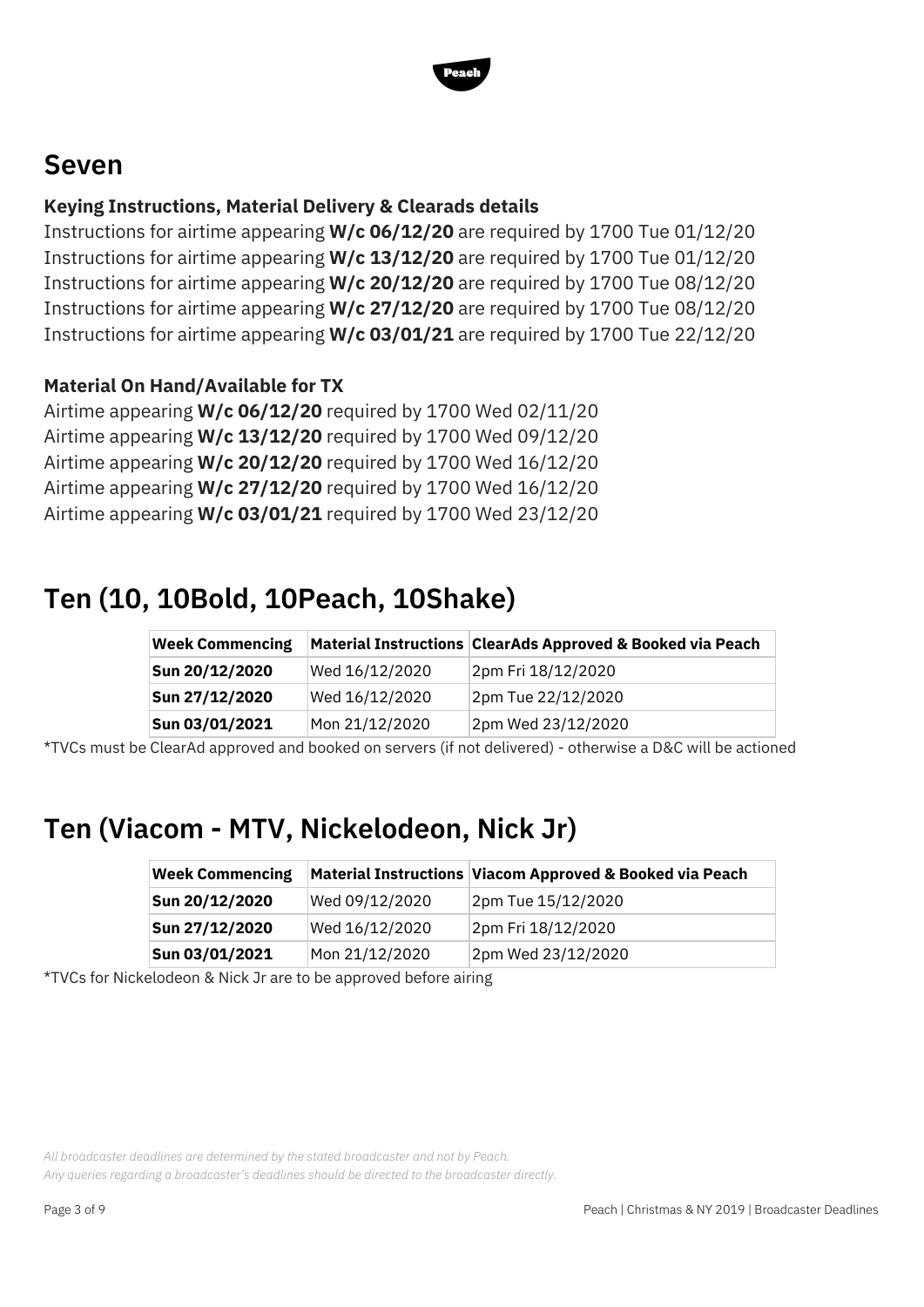## Seven

### Keying Instructions, Material Delivery & Clearads details

Instructions for airtime appearing **W/c 06/12/20** are required by 1700 Tue 01/12/20
Instructions for airtime appearing **W/c 13/12/20** are required by 1700 Tue 01/12/20
Instructions for airtime appearing **W/c 20/12/20** are required by 1700 Tue 08/12/20
Instructions for airtime appearing **W/c 27/12/20** are required by 1700 Tue 08/12/20
Instructions for airtime appearing **W/c 03/01/21** are required by 1700 Tue 22/12/20

### Material On Hand/Available for TX

Airtime appearing **W/c 06/12/20** required by 1700 Wed 02/11/20
Airtime appearing **W/c 13/12/20** required by 1700 Wed 09/12/20
Airtime appearing **W/c 20/12/20** required by 1700 Wed 16/12/20
Airtime appearing **W/c 27/12/20** required by 1700 Wed 16/12/20
Airtime appearing **W/c 03/01/21** required by 1700 Wed 23/12/20

## Ten (10, 10Bold, 10Peach, 10Shake)

| Week Commencing | Material Instructions | ClearAds Approved & Booked via Peach |
|---|---|---|
| **Sun 20/12/2020** | Wed 16/12/2020 | 2pm Fri 18/12/2020 |
| **Sun 27/12/2020** | Wed 16/12/2020 | 2pm Tue 22/12/2020 |
| **Sun 03/01/2021** | Mon 21/12/2020 | 2pm Wed 23/12/2020 |

*TVCs must be ClearAd approved and booked on servers (if not delivered) - otherwise a D&C will be actioned

## Ten (Viacom - MTV, Nickelodeon, Nick Jr)

| Week Commencing | Material Instructions | Viacom Approved & Booked via Peach |
|---|---|---|
| **Sun 20/12/2020** | Wed 09/12/2020 | 2pm Tue 15/12/2020 |
| **Sun 27/12/2020** | Wed 16/12/2020 | 2pm Fri 18/12/2020 |
| **Sun 03/01/2021** | Mon 21/12/2020 | 2pm Wed 23/12/2020 |

*TVCs for Nickelodeon & Nick Jr are to be approved before airing

*All broadcaster deadlines are determined by the stated broadcaster and not by Peach.*
*Any queries regarding a broadcaster's deadlines should be directed to the broadcaster directly.*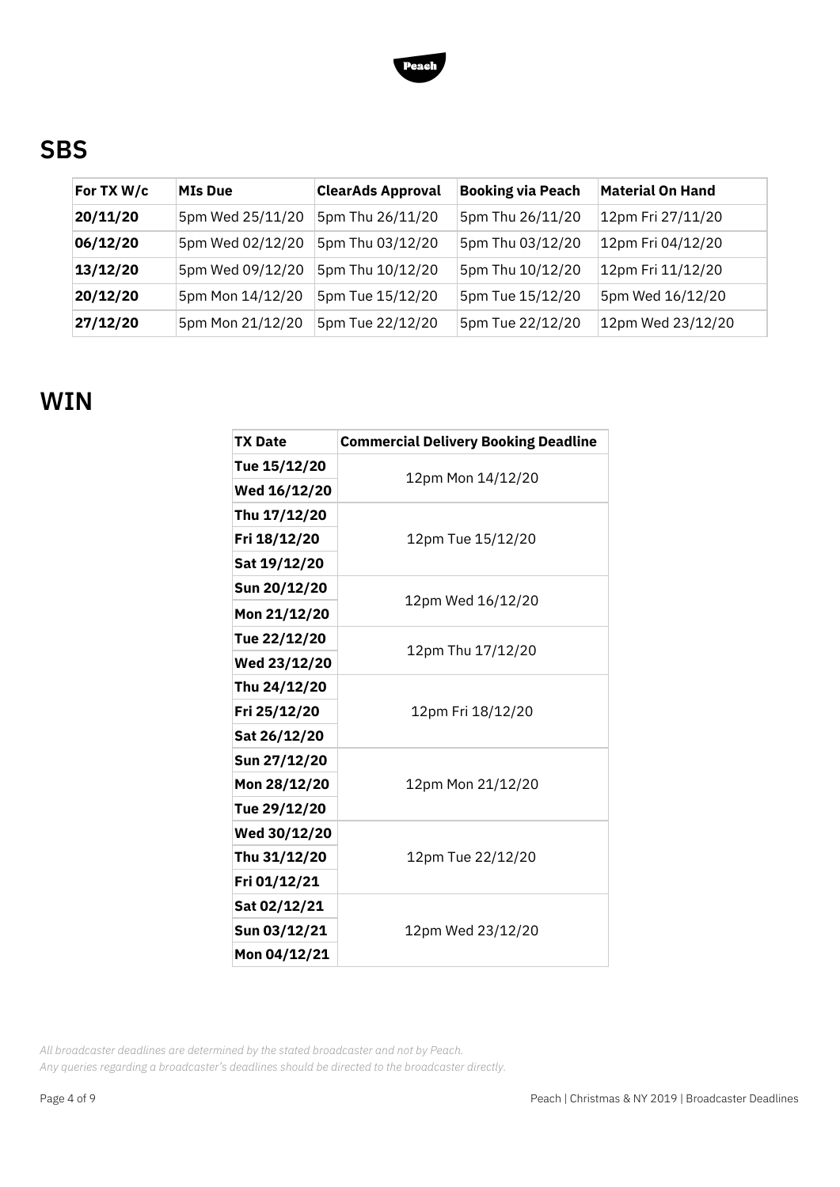## SBS

| For TX W/c | MIs Due | ClearAds Approval | Booking via Peach | Material On Hand |
|---|---|---|---|---|
| **20/11/20** | 5pm Wed 25/11/20 | 5pm Thu 26/11/20 | 5pm Thu 26/11/20 | 12pm Fri 27/11/20 |
| **06/12/20** | 5pm Wed 02/12/20 | 5pm Thu 03/12/20 | 5pm Thu 03/12/20 | 12pm Fri 04/12/20 |
| **13/12/20** | 5pm Wed 09/12/20 | 5pm Thu 10/12/20 | 5pm Thu 10/12/20 | 12pm Fri 11/12/20 |
| **20/12/20** | 5pm Mon 14/12/20 | 5pm Tue 15/12/20 | 5pm Tue 15/12/20 | 5pm Wed 16/12/20 |
| **27/12/20** | 5pm Mon 21/12/20 | 5pm Tue 22/12/20 | 5pm Tue 22/12/20 | 12pm Wed 23/12/20 |

## WIN

| TX Date | Commercial Delivery Booking Deadline |
|---|---|
| **Tue 15/12/20** | 12pm Mon 14/12/20 |
| **Wed 16/12/20** | |
| **Thu 17/12/20** | 12pm Tue 15/12/20 |
| **Fri 18/12/20** | |
| **Sat 19/12/20** | |
| **Sun 20/12/20** | 12pm Wed 16/12/20 |
| **Mon 21/12/20** | |
| **Tue 22/12/20** | 12pm Thu 17/12/20 |
| **Wed 23/12/20** | |
| **Thu 24/12/20** | 12pm Fri 18/12/20 |
| **Fri 25/12/20** | |
| **Sat 26/12/20** | |
| **Sun 27/12/20** | 12pm Mon 21/12/20 |
| **Mon 28/12/20** | |
| **Tue 29/12/20** | |
| **Wed 30/12/20** | 12pm Tue 22/12/20 |
| **Thu 31/12/20** | |
| **Fri 01/12/21** | |
| **Sat 02/12/21** | 12pm Wed 23/12/20 |
| **Sun 03/12/21** | |
| **Mon 04/12/21** | |

*All broadcaster deadlines are determined by the stated broadcaster and not by Peach.*
*Any queries regarding a broadcaster's deadlines should be directed to the broadcaster directly.*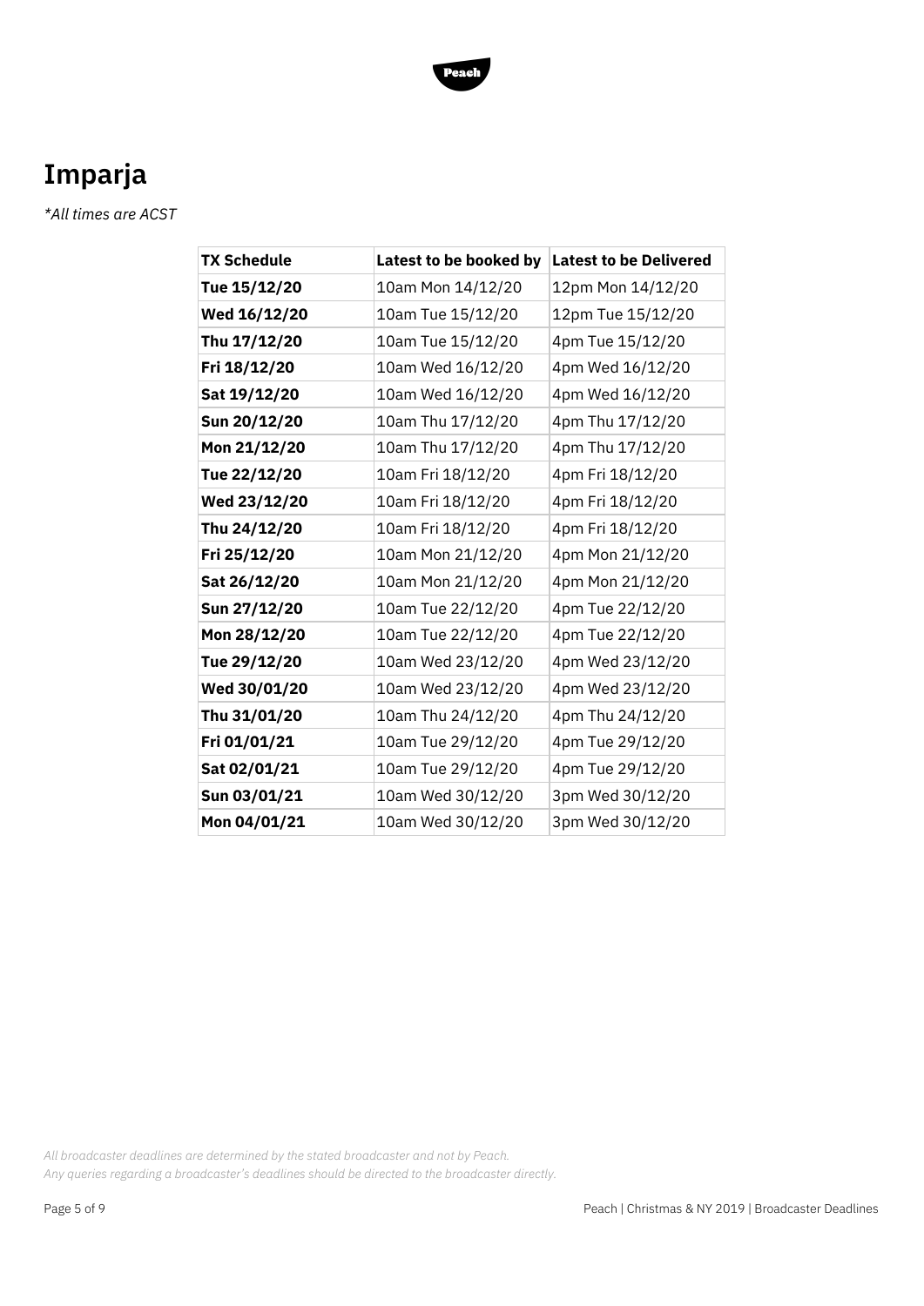# Imparja

*\*All times are ACST*

| TX Schedule | Latest to be booked by | Latest to be Delivered |
| --- | --- | --- |
| **Tue 15/12/20** | 10am Mon 14/12/20 | 12pm Mon 14/12/20 |
| **Wed 16/12/20** | 10am Tue 15/12/20 | 12pm Tue 15/12/20 |
| **Thu 17/12/20** | 10am Tue 15/12/20 | 4pm Tue 15/12/20 |
| **Fri 18/12/20** | 10am Wed 16/12/20 | 4pm Wed 16/12/20 |
| **Sat 19/12/20** | 10am Wed 16/12/20 | 4pm Wed 16/12/20 |
| **Sun 20/12/20** | 10am Thu 17/12/20 | 4pm Thu 17/12/20 |
| **Mon 21/12/20** | 10am Thu 17/12/20 | 4pm Thu 17/12/20 |
| **Tue 22/12/20** | 10am Fri 18/12/20 | 4pm Fri 18/12/20 |
| **Wed 23/12/20** | 10am Fri 18/12/20 | 4pm Fri 18/12/20 |
| **Thu 24/12/20** | 10am Fri 18/12/20 | 4pm Fri 18/12/20 |
| **Fri 25/12/20** | 10am Mon 21/12/20 | 4pm Mon 21/12/20 |
| **Sat 26/12/20** | 10am Mon 21/12/20 | 4pm Mon 21/12/20 |
| **Sun 27/12/20** | 10am Tue 22/12/20 | 4pm Tue 22/12/20 |
| **Mon 28/12/20** | 10am Tue 22/12/20 | 4pm Tue 22/12/20 |
| **Tue 29/12/20** | 10am Wed 23/12/20 | 4pm Wed 23/12/20 |
| **Wed 30/01/20** | 10am Wed 23/12/20 | 4pm Wed 23/12/20 |
| **Thu 31/01/20** | 10am Thu 24/12/20 | 4pm Thu 24/12/20 |
| **Fri 01/01/21** | 10am Tue 29/12/20 | 4pm Tue 29/12/20 |
| **Sat 02/01/21** | 10am Tue 29/12/20 | 4pm Tue 29/12/20 |
| **Sun 03/01/21** | 10am Wed 30/12/20 | 3pm Wed 30/12/20 |
| **Mon 04/01/21** | 10am Wed 30/12/20 | 3pm Wed 30/12/20 |

*All broadcaster deadlines are determined by the stated broadcaster and not by Peach.*
*Any queries regarding a broadcaster's deadlines should be directed to the broadcaster directly.*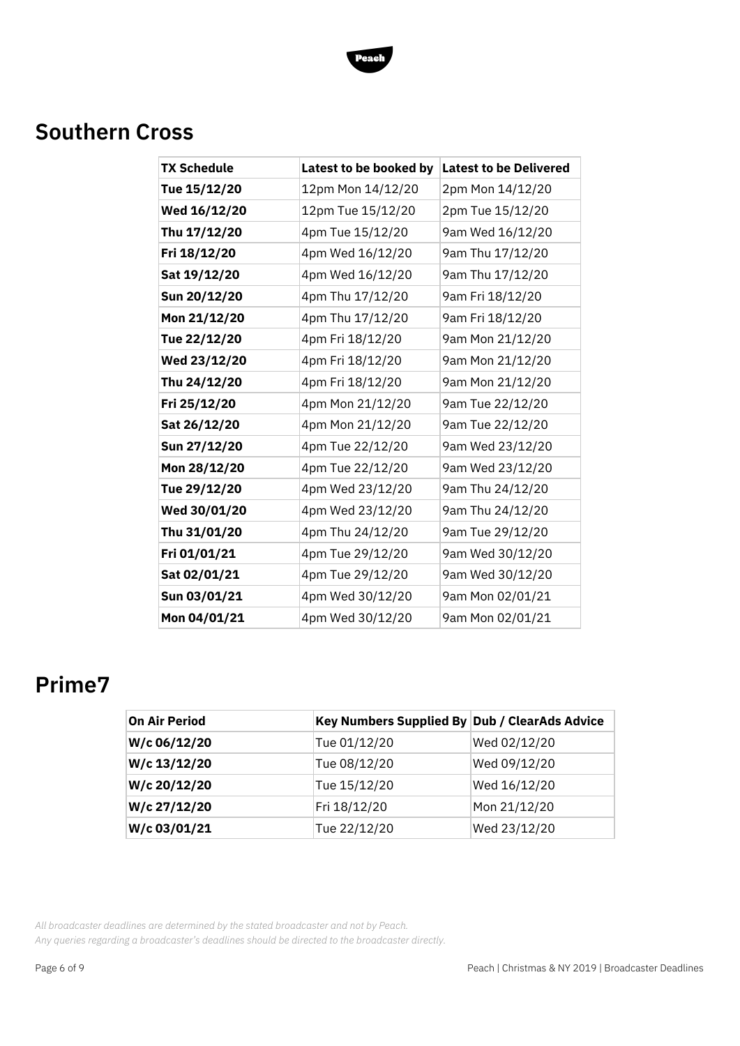## Southern Cross

| TX Schedule | Latest to be booked by | Latest to be Delivered |
|---|---|---|
| **Tue 15/12/20** | 12pm Mon 14/12/20 | 2pm Mon 14/12/20 |
| **Wed 16/12/20** | 12pm Tue 15/12/20 | 2pm Tue 15/12/20 |
| **Thu 17/12/20** | 4pm Tue 15/12/20 | 9am Wed 16/12/20 |
| **Fri 18/12/20** | 4pm Wed 16/12/20 | 9am Thu 17/12/20 |
| **Sat 19/12/20** | 4pm Wed 16/12/20 | 9am Thu 17/12/20 |
| **Sun 20/12/20** | 4pm Thu 17/12/20 | 9am Fri 18/12/20 |
| **Mon 21/12/20** | 4pm Thu 17/12/20 | 9am Fri 18/12/20 |
| **Tue 22/12/20** | 4pm Fri 18/12/20 | 9am Mon 21/12/20 |
| **Wed 23/12/20** | 4pm Fri 18/12/20 | 9am Mon 21/12/20 |
| **Thu 24/12/20** | 4pm Fri 18/12/20 | 9am Mon 21/12/20 |
| **Fri 25/12/20** | 4pm Mon 21/12/20 | 9am Tue 22/12/20 |
| **Sat 26/12/20** | 4pm Mon 21/12/20 | 9am Tue 22/12/20 |
| **Sun 27/12/20** | 4pm Tue 22/12/20 | 9am Wed 23/12/20 |
| **Mon 28/12/20** | 4pm Tue 22/12/20 | 9am Wed 23/12/20 |
| **Tue 29/12/20** | 4pm Wed 23/12/20 | 9am Thu 24/12/20 |
| **Wed 30/01/20** | 4pm Wed 23/12/20 | 9am Thu 24/12/20 |
| **Thu 31/01/20** | 4pm Thu 24/12/20 | 9am Tue 29/12/20 |
| **Fri 01/01/21** | 4pm Tue 29/12/20 | 9am Wed 30/12/20 |
| **Sat 02/01/21** | 4pm Tue 29/12/20 | 9am Wed 30/12/20 |
| **Sun 03/01/21** | 4pm Wed 30/12/20 | 9am Mon 02/01/21 |
| **Mon 04/01/21** | 4pm Wed 30/12/20 | 9am Mon 02/01/21 |

## Prime7

| On Air Period | Key Numbers Supplied By | Dub / ClearAds Advice |
|---|---|---|
| **W/c 06/12/20** | Tue 01/12/20 | Wed 02/12/20 |
| **W/c 13/12/20** | Tue 08/12/20 | Wed 09/12/20 |
| **W/c 20/12/20** | Tue 15/12/20 | Wed 16/12/20 |
| **W/c 27/12/20** | Fri 18/12/20 | Mon 21/12/20 |
| **W/c 03/01/21** | Tue 22/12/20 | Wed 23/12/20 |

*All broadcaster deadlines are determined by the stated broadcaster and not by Peach.*
*Any queries regarding a broadcaster's deadlines should be directed to the broadcaster directly.*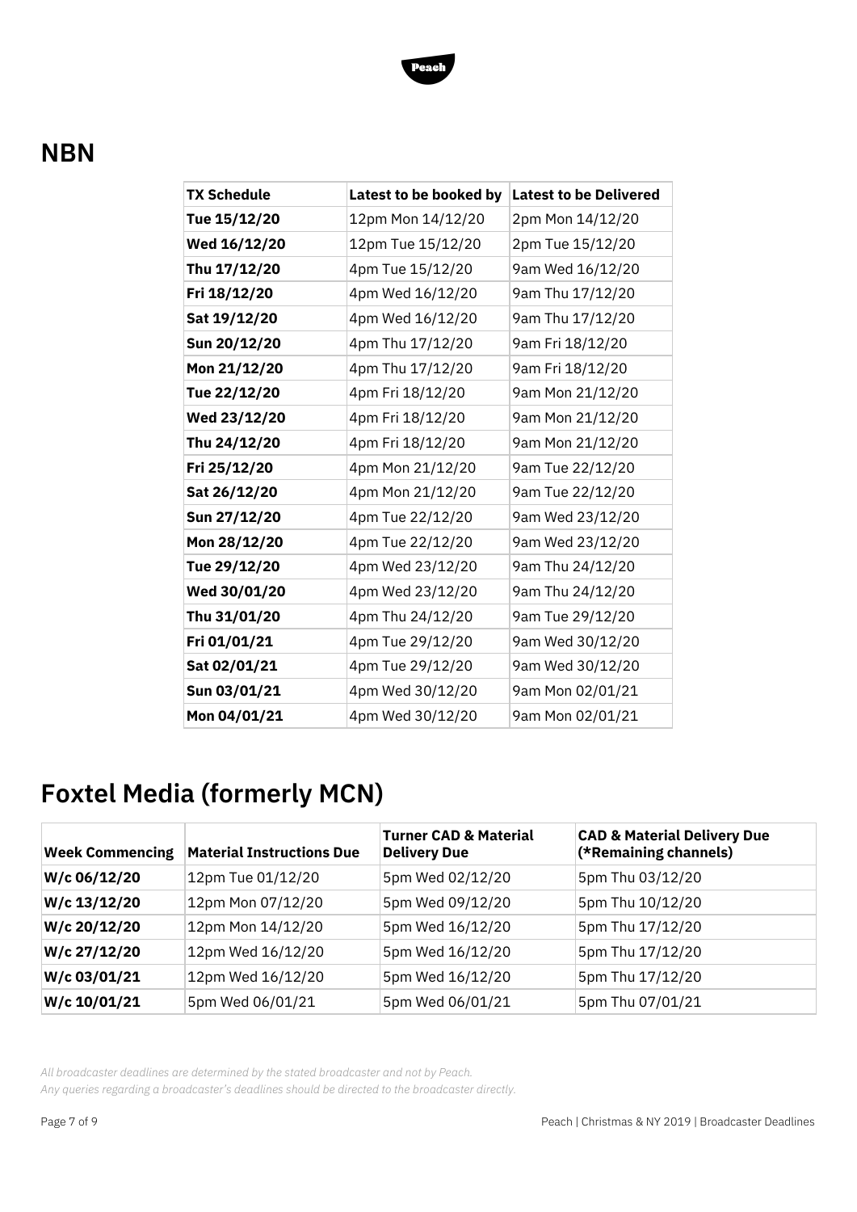## NBN

| TX Schedule | Latest to be booked by | Latest to be Delivered |
|---|---|---|
| **Tue 15/12/20** | 12pm Mon 14/12/20 | 2pm Mon 14/12/20 |
| **Wed 16/12/20** | 12pm Tue 15/12/20 | 2pm Tue 15/12/20 |
| **Thu 17/12/20** | 4pm Tue 15/12/20 | 9am Wed 16/12/20 |
| **Fri 18/12/20** | 4pm Wed 16/12/20 | 9am Thu 17/12/20 |
| **Sat 19/12/20** | 4pm Wed 16/12/20 | 9am Thu 17/12/20 |
| **Sun 20/12/20** | 4pm Thu 17/12/20 | 9am Fri 18/12/20 |
| **Mon 21/12/20** | 4pm Thu 17/12/20 | 9am Fri 18/12/20 |
| **Tue 22/12/20** | 4pm Fri 18/12/20 | 9am Mon 21/12/20 |
| **Wed 23/12/20** | 4pm Fri 18/12/20 | 9am Mon 21/12/20 |
| **Thu 24/12/20** | 4pm Fri 18/12/20 | 9am Mon 21/12/20 |
| **Fri 25/12/20** | 4pm Mon 21/12/20 | 9am Tue 22/12/20 |
| **Sat 26/12/20** | 4pm Mon 21/12/20 | 9am Tue 22/12/20 |
| **Sun 27/12/20** | 4pm Tue 22/12/20 | 9am Wed 23/12/20 |
| **Mon 28/12/20** | 4pm Tue 22/12/20 | 9am Wed 23/12/20 |
| **Tue 29/12/20** | 4pm Wed 23/12/20 | 9am Thu 24/12/20 |
| **Wed 30/01/20** | 4pm Wed 23/12/20 | 9am Thu 24/12/20 |
| **Thu 31/01/20** | 4pm Thu 24/12/20 | 9am Tue 29/12/20 |
| **Fri 01/01/21** | 4pm Tue 29/12/20 | 9am Wed 30/12/20 |
| **Sat 02/01/21** | 4pm Tue 29/12/20 | 9am Wed 30/12/20 |
| **Sun 03/01/21** | 4pm Wed 30/12/20 | 9am Mon 02/01/21 |
| **Mon 04/01/21** | 4pm Wed 30/12/20 | 9am Mon 02/01/21 |

# Foxtel Media (formerly MCN)

| Week Commencing | Material Instructions Due | Turner CAD & Material Delivery Due | CAD & Material Delivery Due (*Remaining channels) |
|---|---|---|---|
| **W/c 06/12/20** | 12pm Tue 01/12/20 | 5pm Wed 02/12/20 | 5pm Thu 03/12/20 |
| **W/c 13/12/20** | 12pm Mon 07/12/20 | 5pm Wed 09/12/20 | 5pm Thu 10/12/20 |
| **W/c 20/12/20** | 12pm Mon 14/12/20 | 5pm Wed 16/12/20 | 5pm Thu 17/12/20 |
| **W/c 27/12/20** | 12pm Wed 16/12/20 | 5pm Wed 16/12/20 | 5pm Thu 17/12/20 |
| **W/c 03/01/21** | 12pm Wed 16/12/20 | 5pm Wed 16/12/20 | 5pm Thu 17/12/20 |
| **W/c 10/01/21** | 5pm Wed 06/01/21 | 5pm Wed 06/01/21 | 5pm Thu 07/01/21 |

*All broadcaster deadlines are determined by the stated broadcaster and not by Peach.*
*Any queries regarding a broadcaster's deadlines should be directed to the broadcaster directly.*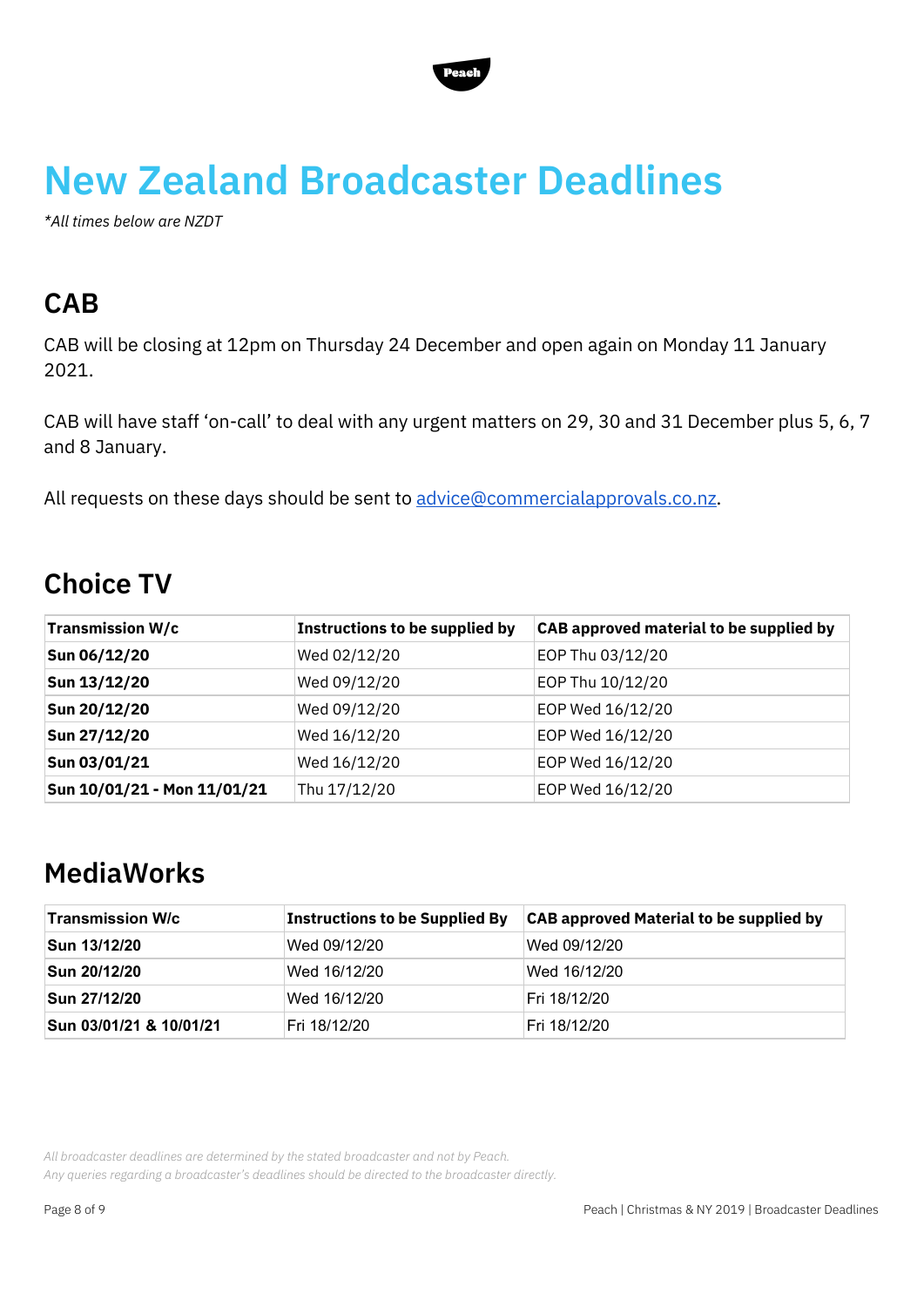# New Zealand Broadcaster Deadlines

*\*All times below are NZDT*

## CAB

CAB will be closing at 12pm on Thursday 24 December and open again on Monday 11 January 2021.

CAB will have staff 'on-call' to deal with any urgent matters on 29, 30 and 31 December plus 5, 6, 7 and 8 January.

All requests on these days should be sent to [advice@commercialapprovals.co.nz](mailto:advice@commercialapprovals.co.nz).

## Choice TV

| Transmission W/c | Instructions to be supplied by | CAB approved material to be supplied by |
|---|---|---|
| **Sun 06/12/20** | Wed 02/12/20 | EOP Thu 03/12/20 |
| **Sun 13/12/20** | Wed 09/12/20 | EOP Thu 10/12/20 |
| **Sun 20/12/20** | Wed 09/12/20 | EOP Wed 16/12/20 |
| **Sun 27/12/20** | Wed 16/12/20 | EOP Wed 16/12/20 |
| **Sun 03/01/21** | Wed 16/12/20 | EOP Wed 16/12/20 |
| **Sun 10/01/21 - Mon 11/01/21** | Thu 17/12/20 | EOP Wed 16/12/20 |

## MediaWorks

| Transmission W/c | Instructions to be Supplied By | CAB approved Material to be supplied by |
|---|---|---|
| **Sun 13/12/20** | Wed 09/12/20 | Wed 09/12/20 |
| **Sun 20/12/20** | Wed 16/12/20 | Wed 16/12/20 |
| **Sun 27/12/20** | Wed 16/12/20 | Fri 18/12/20 |
| **Sun 03/01/21 & 10/01/21** | Fri 18/12/20 | Fri 18/12/20 |

*All broadcaster deadlines are determined by the stated broadcaster and not by Peach.*
*Any queries regarding a broadcaster's deadlines should be directed to the broadcaster directly.*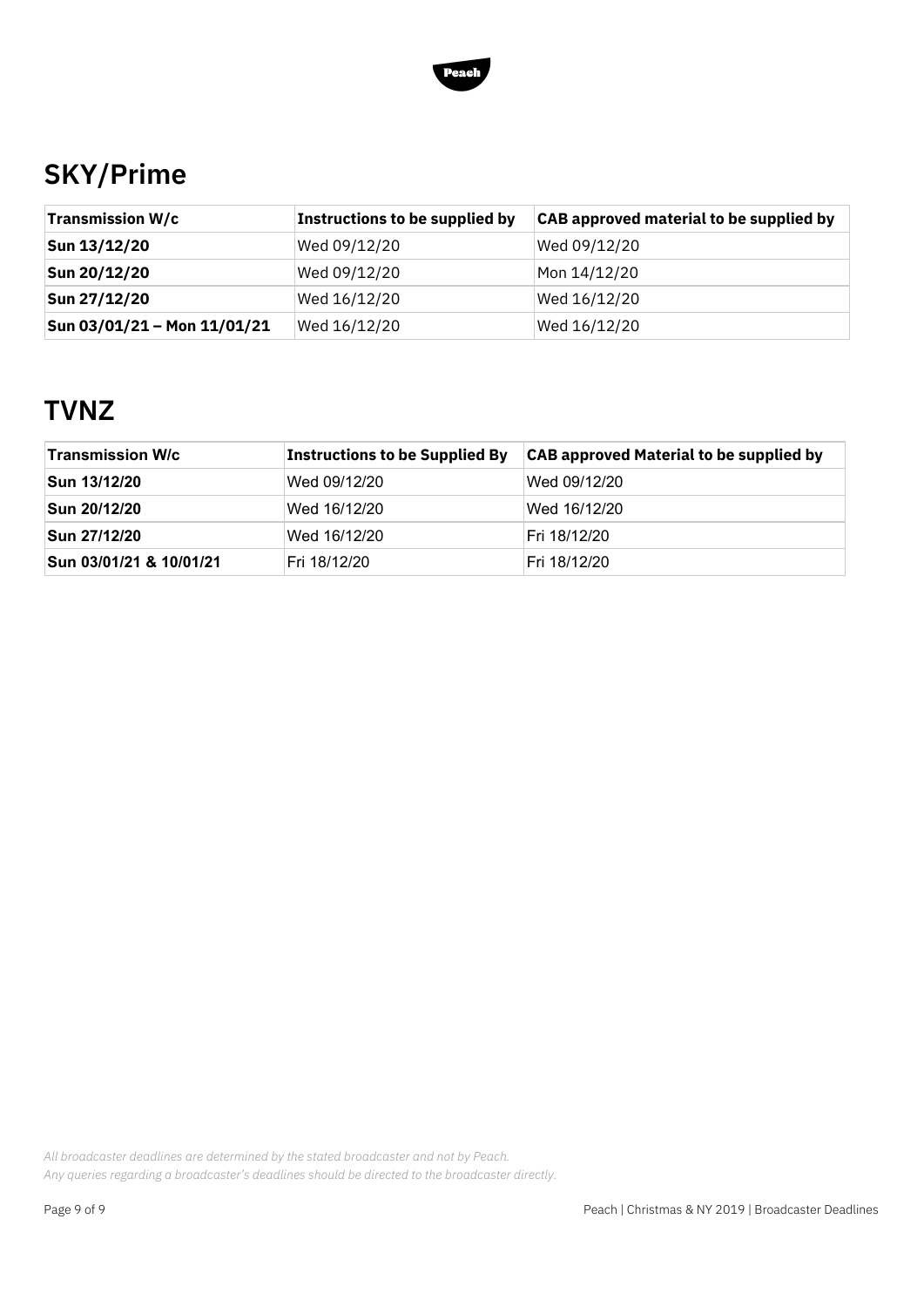## SKY/Prime

| Transmission W/c | Instructions to be supplied by | CAB approved material to be supplied by |
| --- | --- | --- |
| **Sun 13/12/20** | Wed 09/12/20 | Wed 09/12/20 |
| **Sun 20/12/20** | Wed 09/12/20 | Mon 14/12/20 |
| **Sun 27/12/20** | Wed 16/12/20 | Wed 16/12/20 |
| **Sun 03/01/21 – Mon 11/01/21** | Wed 16/12/20 | Wed 16/12/20 |

## TVNZ

| Transmission W/c | Instructions to be Supplied By | CAB approved Material to be supplied by |
| --- | --- | --- |
| **Sun 13/12/20** | Wed 09/12/20 | Wed 09/12/20 |
| **Sun 20/12/20** | Wed 16/12/20 | Wed 16/12/20 |
| **Sun 27/12/20** | Wed 16/12/20 | Fri 18/12/20 |
| **Sun 03/01/21 & 10/01/21** | Fri 18/12/20 | Fri 18/12/20 |

*All broadcaster deadlines are determined by the stated broadcaster and not by Peach.*
*Any queries regarding a broadcaster's deadlines should be directed to the broadcaster directly.*